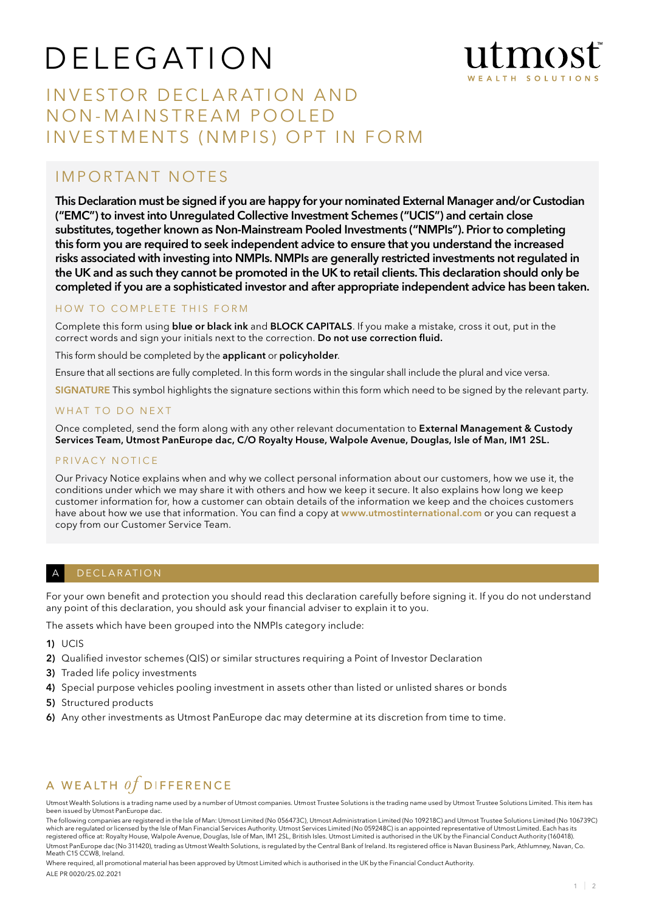# DELEGATION

utmost
WEALTH SOLUTIONS

## INVESTOR DECLARATION AND NON-MAINSTREAM POOLED INVESTMENTS (NMPIS) OPT IN FORM

## IMPORTANT NOTES

**This Declaration must be signed if you are happy for your nominated External Manager and/or Custodian ("EMC") to invest into Unregulated Collective Investment Schemes ("UCIS") and certain close substitutes, together known as Non-Mainstream Pooled Investments ("NMPIs"). Prior to completing this form you are required to seek independent advice to ensure that you understand the increased risks associated with investing into NMPIs. NMPIs are generally restricted investments not regulated in the UK and as such they cannot be promoted in the UK to retail clients. This declaration should only be completed if you are a sophisticated investor and after appropriate independent advice has been taken.**

### HOW TO COMPLETE THIS FORM

Complete this form using **blue or black ink** and **BLOCK CAPITALS**. If you make a mistake, cross it out, put in the correct words and sign your initials next to the correction. **Do not use correction fluid.**

This form should be completed by the **applicant** or **policyholder**.

Ensure that all sections are fully completed. In this form words in the singular shall include the plural and vice versa.

**SIGNATURE** This symbol highlights the signature sections within this form which need to be signed by the relevant party.

### WHAT TO DO NEXT

Once completed, send the form along with any other relevant documentation to **External Management & Custody Services Team, Utmost PanEurope dac, C/O Royalty House, Walpole Avenue, Douglas, Isle of Man, IM1 2SL.**

### PRIVACY NOTICE

Our Privacy Notice explains when and why we collect personal information about our customers, how we use it, the conditions under which we may share it with others and how we keep it secure. It also explains how long we keep customer information for, how a customer can obtain details of the information we keep and the choices customers have about how we use that information. You can find a copy at **www.utmostinternational.com** or you can request a copy from our Customer Service Team.

## A DECLARATION

For your own benefit and protection you should read this declaration carefully before signing it. If you do not understand any point of this declaration, you should ask your financial adviser to explain it to you.

The assets which have been grouped into the NMPIs category include:

1) UCIS
2) Qualified investor schemes (QIS) or similar structures requiring a Point of Investor Declaration
3) Traded life policy investments
4) Special purpose vehicles pooling investment in assets other than listed or unlisted shares or bonds
5) Structured products
6) Any other investments as Utmost PanEurope dac may determine at its discretion from time to time.

A WEALTH *of* DIFFERENCE

Utmost Wealth Solutions is a trading name used by a number of Utmost companies. Utmost Trustee Solutions is the trading name used by Utmost Trustee Solutions Limited. This item has been issued by Utmost PanEurope dac.

The following companies are registered in the Isle of Man: Utmost Limited (No 056473C), Utmost Administration Limited (No 109218C) and Utmost Trustee Solutions Limited (No 106739C) which are regulated or licensed by the Isle of Man Financial Services Authority. Utmost Services Limited (No 059248C) is an appointed representative of Utmost Limited. Each has its registered office at: Royalty House, Walpole Avenue, Douglas, Isle of Man, IM1 2SL, British Isles. Utmost Limited is authorised in the UK by the Financial Conduct Authority (160418).

Utmost PanEurope dac (No 311420), trading as Utmost Wealth Solutions, is regulated by the Central Bank of Ireland. Its registered office is Navan Business Park, Athlumney, Navan, Co. Meath C15 CCW8, Ireland.

Where required, all promotional material has been approved by Utmost Limited which is authorised in the UK by the Financial Conduct Authority.

ALE PR 0020/25.02.2021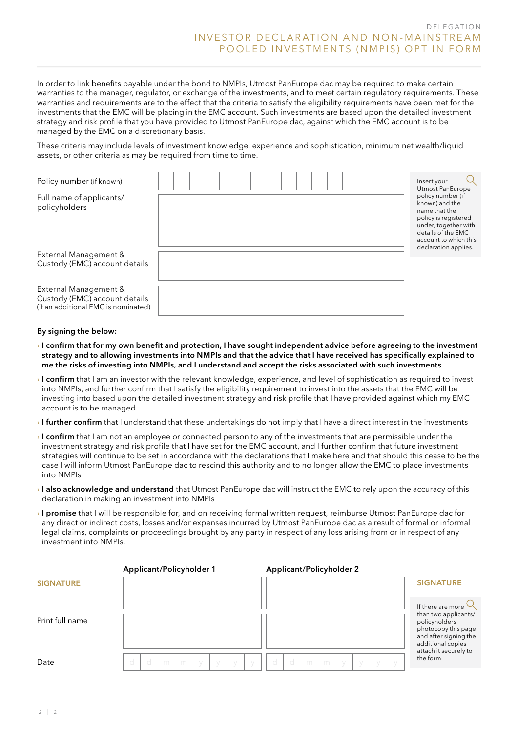DELEGATION

# INVESTOR DECLARATION AND NON-MAINSTREAM POOLED INVESTMENTS (NMPIS) OPT IN FORM

In order to link benefits payable under the bond to NMPIs, Utmost PanEurope dac may be required to make certain warranties to the manager, regulator, or exchange of the investments, and to meet certain regulatory requirements. These warranties and requirements are to the effect that the criteria to satisfy the eligibility requirements have been met for the investments that the EMC will be placing in the EMC account. Such investments are based upon the detailed investment strategy and risk profile that you have provided to Utmost PanEurope dac, against which the EMC account is to be managed by the EMC on a discretionary basis.

These criteria may include levels of investment knowledge, experience and sophistication, minimum net wealth/liquid assets, or other criteria as may be required from time to time.

| | |
|---|---|
| Policy number (if known) | |
| Full name of applicants/ policyholders | |
| External Management & Custody (EMC) account details | |
| External Management & Custody (EMC) account details (if an additional EMC is nominated) | |

Insert your Utmost PanEurope policy number (if known) and the name that the policy is registered under, together with details of the EMC account to which this declaration applies.

**By signing the below:**

- **I confirm that for my own benefit and protection, I have sought independent advice before agreeing to the investment strategy and to allowing investments into NMPIs and that the advice that I have received has specifically explained to me the risks of investing into NMPIs, and I understand and accept the risks associated with such investments**
- **I confirm** that I am an investor with the relevant knowledge, experience, and level of sophistication as required to invest into NMPIs, and further confirm that I satisfy the eligibility requirement to invest into the assets that the EMC will be investing into based upon the detailed investment strategy and risk profile that I have provided against which my EMC account is to be managed
- **I further confirm** that I understand that these undertakings do not imply that I have a direct interest in the investments
- **I confirm** that I am not an employee or connected person to any of the investments that are permissible under the investment strategy and risk profile that I have set for the EMC account, and I further confirm that future investment strategies will continue to be set in accordance with the declarations that I make here and that should this cease to be the case I will inform Utmost PanEurope dac to rescind this authority and to no longer allow the EMC to place investments into NMPIs
- **I also acknowledge and understand** that Utmost PanEurope dac will instruct the EMC to rely upon the accuracy of this declaration in making an investment into NMPIs
- **I promise** that I will be responsible for, and on receiving formal written request, reimburse Utmost PanEurope dac for any direct or indirect costs, losses and/or expenses incurred by Utmost PanEurope dac as a result of formal or informal legal claims, complaints or proceedings brought by any party in respect of any loss arising from or in respect of any investment into NMPIs.

| | Applicant/Policyholder 1 | Applicant/Policyholder 2 |
|---|---|---|
| **SIGNATURE** | | |
| Print full name | | |
| Date | d d m m y y y y | d d m m y y y y |

**SIGNATURE**

If there are more than two applicants/ policyholders photocopy this page and after signing the additional copies attach it securely to the form.